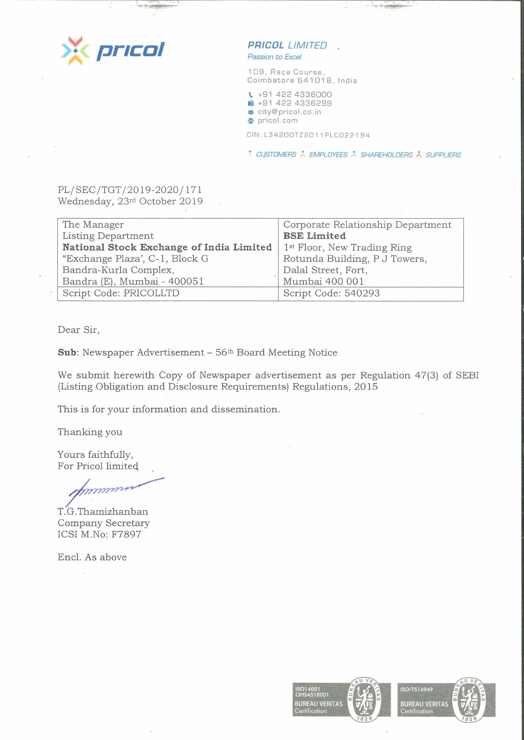pricol

**PRICOL LIMITED**
*Passion to Excel*

109, Race Course,
Coimbatore 641018, India

+91 422 4336000
+91 422 4336299
city@pricol.co.in
pricol.com

CIN: L34200TZ2011PLC022194

CUSTOMERS · EMPLOYEES · SHAREHOLDERS · SUPPLIERS

PL/SEC/TGT/2019-2020/171
Wednesday, 23rd October 2019

| The Manager<br>Listing Department<br>**National Stock Exchange of India Limited**<br>"Exchange Plaza', C-1, Block G<br>Bandra-Kurla Complex,<br>Bandra (E), Mumbai - 400051 | Corporate Relationship Department<br>**BSE Limited**<br>1st Floor, New Trading Ring<br>Rotunda Building, P J Towers,<br>Dalal Street, Fort,<br>Mumbai 400 001 |
|---|---|
| Script Code: PRICOLLTD | Script Code: 540293 |

Dear Sir,

**Sub**: Newspaper Advertisement – 56th Board Meeting Notice

We submit herewith Copy of Newspaper advertisement as per Regulation 47(3) of SEBI (Listing Obligation and Disclosure Requirements) Regulations, 2015

This is for your information and dissemination.

Thanking you

Yours faithfully,
For Pricol limited

T.G.Thamizhanban
Company Secretary
ICSI M.No: F7897

Encl. As above

ISO14001
OHSAS18001
BUREAU VERITAS
Certification

ISO/TS16949
BUREAU VERITAS
Certification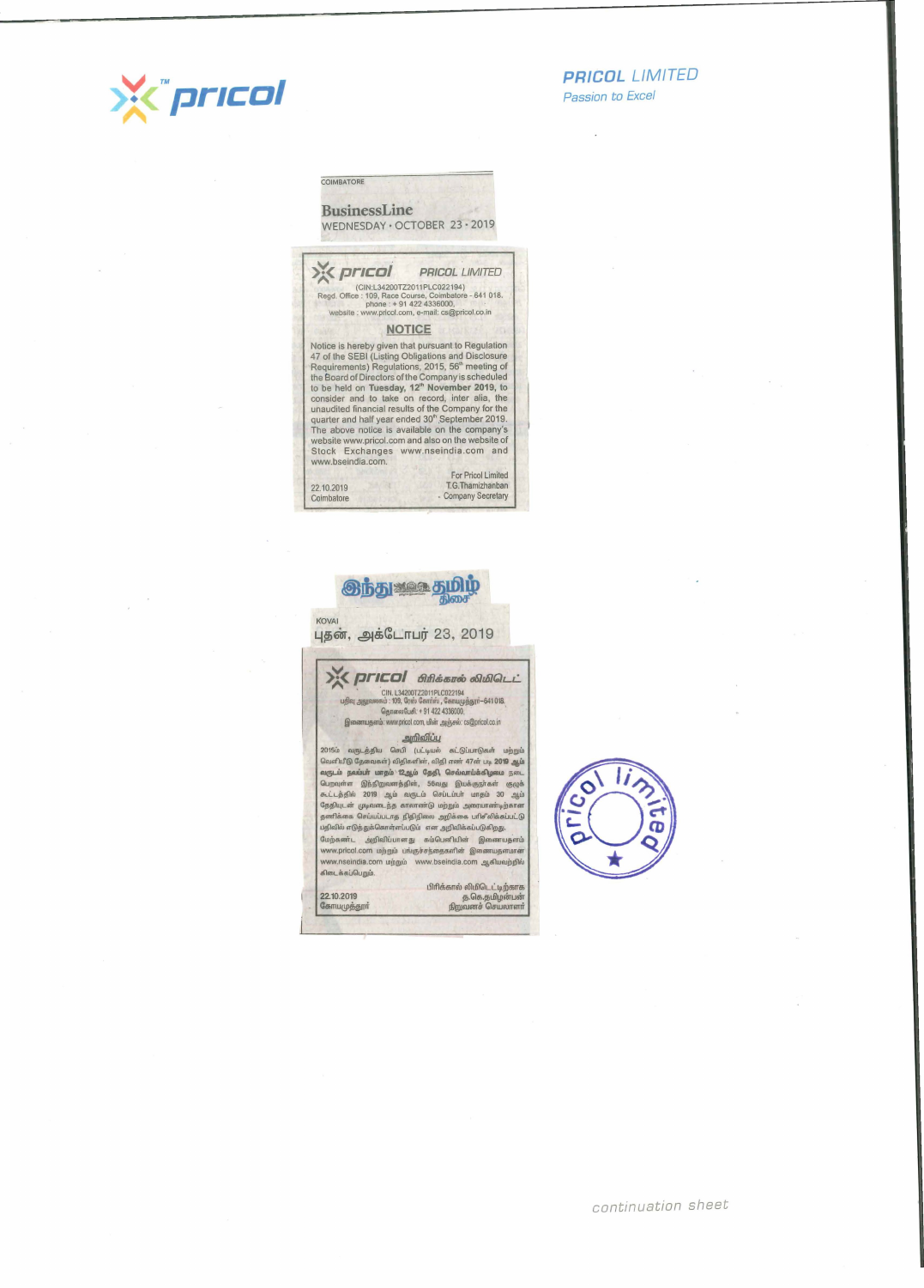**PRICOL LIMITED**
*Passion to Excel*

COIMBATORE

**BusinessLine**
WEDNESDAY • OCTOBER 23 • 2019

**pricol** PRICOL LIMITED

(CIN:L34200TZ2011PLC022194)
Regd. Office : 109, Race Course, Coimbatore - 641 018.
phone : + 91 422 4336000,
website : www.pricol.com, e-mail: cs@pricol.co.in

## NOTICE

Notice is hereby given that pursuant to Regulation 47 of the SEBI (Listing Obligations and Disclosure Requirements) Regulations, 2015, 56th meeting of the Board of Directors of the Company is scheduled to be held on **Tuesday, 12th November 2019,** to consider and to take on record, inter alia, the unaudited financial results of the Company for the quarter and half year ended 30th September 2019. The above notice is available on the company's website www.pricol.com and also on the website of Stock Exchanges www.nseindia.com and www.bseindia.com.

22.10.2019
Coimbatore

For Pricol Limited
T.G.Thamizhanban
Company Secretary

---

இந்து தமிழ் திசை

KOVAI
புதன், அக்டோபர் 23, 2019

**pricol** பிரிக்கால் லிமிடெட்

CIN. L34200TZ2011PLC022194
பதிவு அலுவலகம் : 109, ரேஸ் கோர்ஸ், கோயமுத்தூர்–641 018.
தொலைபேசி: + 91 422 4336000,
இணையதளம்: www.pricol.com, மின் அஞ்சல்: cs@pricol.co.in

## அறிவிப்பு

2015ம் வருடத்திய செபி (பட்டியல் கட்டுப்பாடுகள் மற்றும் வெளியீடு தேவைகள்) விதிகளின், விதி எண் 47ன் படி 2019 ஆம் வருடம் நவம்பர் மாதம் 12ஆம் தேதி செவ்வாய்க்கிழமை நடைபெறுள்ள இந்நிறுவனத்தின், 56வது இயக்குநர்கள் குழுக் கூட்டத்தில் 2019 ஆம் வருடம் செப்டம்பர் மாதம் 30 ஆம் தேதியுடன் முடிவடைந்த காலாண்டு மற்றும் அரையாண்டிற்கான தணிக்கை செய்யப்படாத நிதிநிலை அறிக்கை பரிசீலிக்கப்பட்டு பதிவில் எடுத்துக்கொள்ளப்படும் என அறிவிக்கப்படுகிறது.
மேற்கண்ட அறிவிப்பானது கம்பெனியின் இணையதளம் www.pricol.com மற்றும் பங்குச்சந்தைகளின் இணையதளமான www.nseindia.com மற்றும் www.bseindia.com ஆகியவற்றில் கிடைக்கப்பெறும்.

22.10.2019
கோயமுத்தூர்

பிரிக்கால் லிமிடெட்டிற்காக
த.கெ.தமிழன்பன்
நிறுவனச் செயலாளர்

pricol limited

continuation sheet